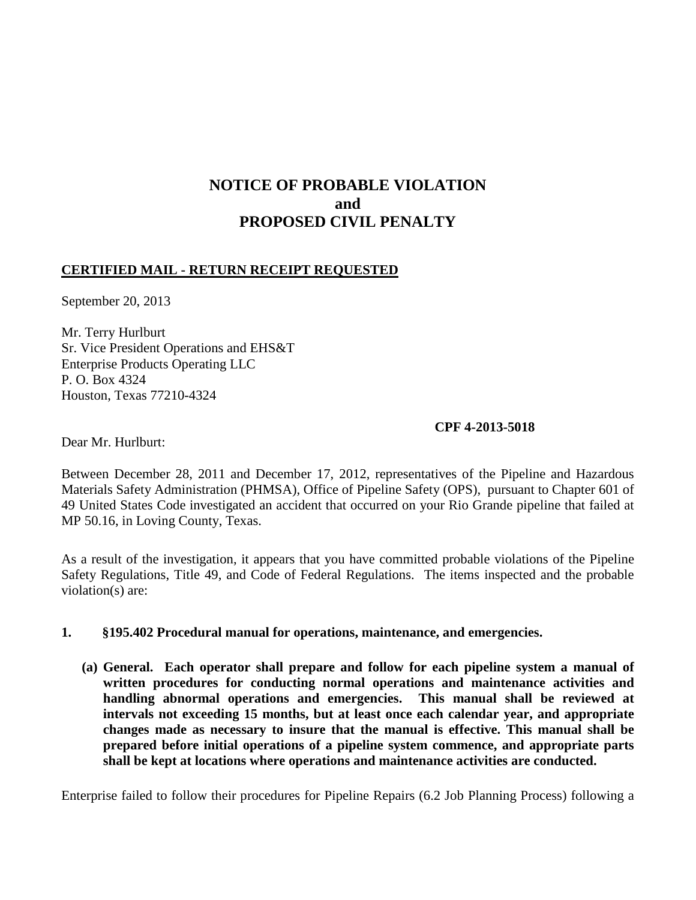# NOTICE OF PROBABLE VIOLATION and PROPOSED CIVIL PENALTY

**CERTIFIED MAIL - RETURN RECEIPT REQUESTED**

September 20, 2013

Mr. Terry Hurlburt
Sr. Vice President Operations and EHS&T
Enterprise Products Operating LLC
P. O. Box 4324
Houston, Texas 77210-4324

**CPF 4-2013-5018**

Dear Mr. Hurlburt:

Between December 28, 2011 and December 17, 2012, representatives of the Pipeline and Hazardous Materials Safety Administration (PHMSA), Office of Pipeline Safety (OPS), pursuant to Chapter 601 of 49 United States Code investigated an accident that occurred on your Rio Grande pipeline that failed at MP 50.16, in Loving County, Texas.

As a result of the investigation, it appears that you have committed probable violations of the Pipeline Safety Regulations, Title 49, and Code of Federal Regulations. The items inspected and the probable violation(s) are:

**1. §195.402 Procedural manual for operations, maintenance, and emergencies.**

**(a) General. Each operator shall prepare and follow for each pipeline system a manual of written procedures for conducting normal operations and maintenance activities and handling abnormal operations and emergencies. This manual shall be reviewed at intervals not exceeding 15 months, but at least once each calendar year, and appropriate changes made as necessary to insure that the manual is effective. This manual shall be prepared before initial operations of a pipeline system commence, and appropriate parts shall be kept at locations where operations and maintenance activities are conducted.**

Enterprise failed to follow their procedures for Pipeline Repairs (6.2 Job Planning Process) following a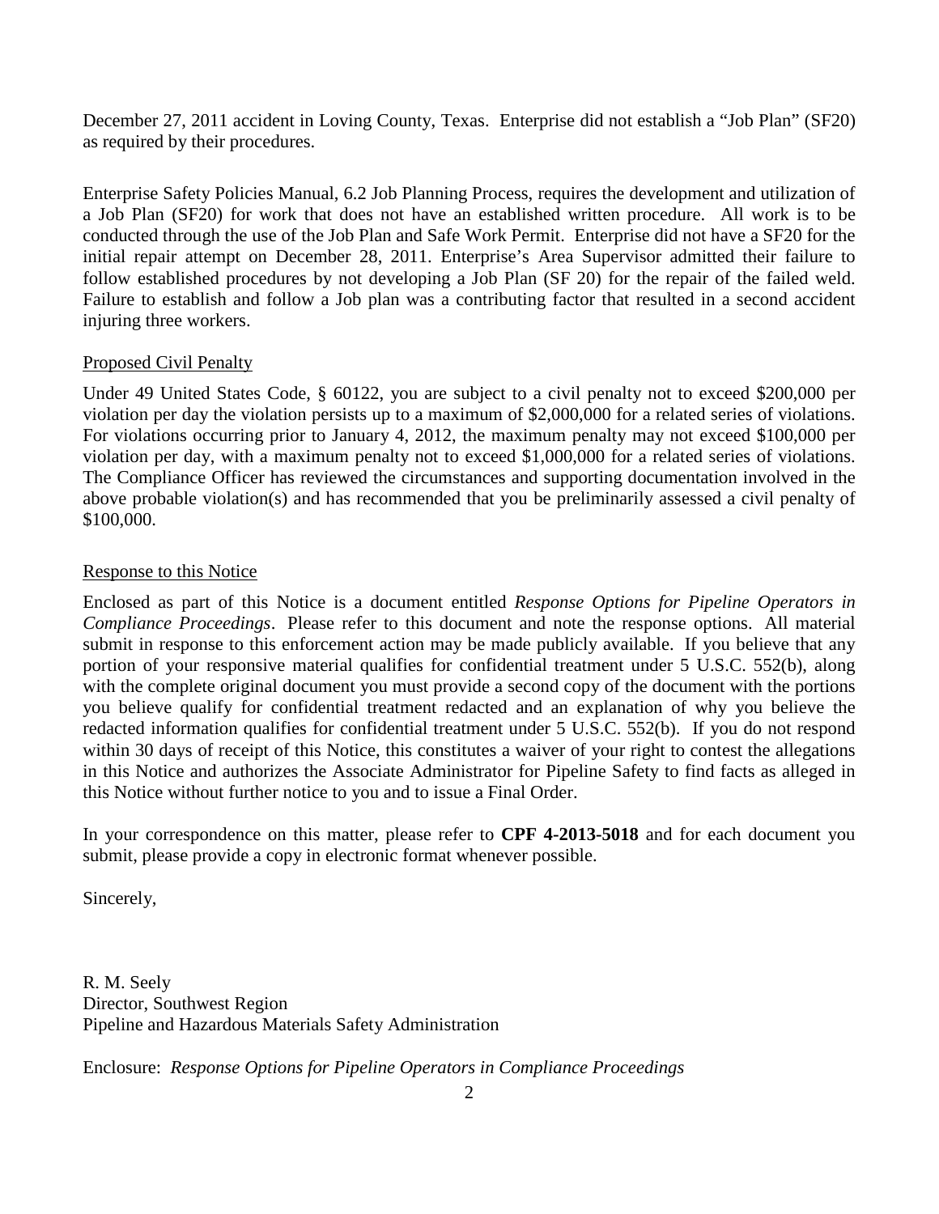December 27, 2011 accident in Loving County, Texas. Enterprise did not establish a "Job Plan" (SF20) as required by their procedures.

Enterprise Safety Policies Manual, 6.2 Job Planning Process, requires the development and utilization of a Job Plan (SF20) for work that does not have an established written procedure. All work is to be conducted through the use of the Job Plan and Safe Work Permit. Enterprise did not have a SF20 for the initial repair attempt on December 28, 2011. Enterprise's Area Supervisor admitted their failure to follow established procedures by not developing a Job Plan (SF 20) for the repair of the failed weld. Failure to establish and follow a Job plan was a contributing factor that resulted in a second accident injuring three workers.

Proposed Civil Penalty

Under 49 United States Code, § 60122, you are subject to a civil penalty not to exceed $200,000 per violation per day the violation persists up to a maximum of $2,000,000 for a related series of violations. For violations occurring prior to January 4, 2012, the maximum penalty may not exceed $100,000 per violation per day, with a maximum penalty not to exceed $1,000,000 for a related series of violations. The Compliance Officer has reviewed the circumstances and supporting documentation involved in the above probable violation(s) and has recommended that you be preliminarily assessed a civil penalty of $100,000.

Response to this Notice

Enclosed as part of this Notice is a document entitled *Response Options for Pipeline Operators in Compliance Proceedings*. Please refer to this document and note the response options. All material submit in response to this enforcement action may be made publicly available. If you believe that any portion of your responsive material qualifies for confidential treatment under 5 U.S.C. 552(b), along with the complete original document you must provide a second copy of the document with the portions you believe qualify for confidential treatment redacted and an explanation of why you believe the redacted information qualifies for confidential treatment under 5 U.S.C. 552(b). If you do not respond within 30 days of receipt of this Notice, this constitutes a waiver of your right to contest the allegations in this Notice and authorizes the Associate Administrator for Pipeline Safety to find facts as alleged in this Notice without further notice to you and to issue a Final Order.

In your correspondence on this matter, please refer to **CPF 4-2013-5018** and for each document you submit, please provide a copy in electronic format whenever possible.

Sincerely,

R. M. Seely
Director, Southwest Region
Pipeline and Hazardous Materials Safety Administration

Enclosure: *Response Options for Pipeline Operators in Compliance Proceedings*